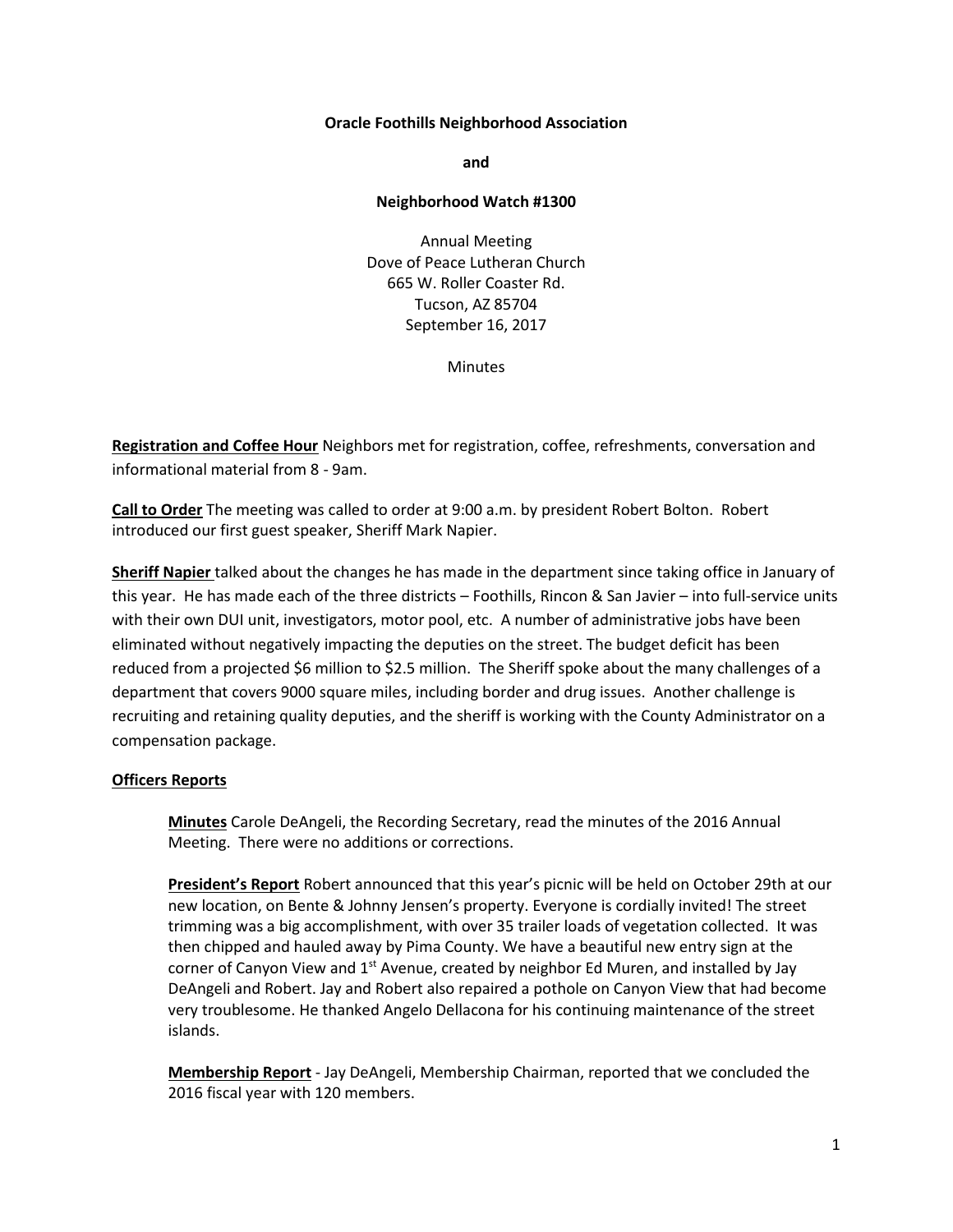**Oracle Foothills Neighborhood Association**

**and**

**Neighborhood Watch #1300**

Annual Meeting
Dove of Peace Lutheran Church
665 W. Roller Coaster Rd.
Tucson, AZ 85704
September 16, 2017

Minutes

**Registration and Coffee Hour** Neighbors met for registration, coffee, refreshments, conversation and informational material from 8 - 9am.

**Call to Order** The meeting was called to order at 9:00 a.m. by president Robert Bolton. Robert introduced our first guest speaker, Sheriff Mark Napier.

**Sheriff Napier** talked about the changes he has made in the department since taking office in January of this year. He has made each of the three districts – Foothills, Rincon & San Javier – into full-service units with their own DUI unit, investigators, motor pool, etc. A number of administrative jobs have been eliminated without negatively impacting the deputies on the street. The budget deficit has been reduced from a projected $6 million to $2.5 million. The Sheriff spoke about the many challenges of a department that covers 9000 square miles, including border and drug issues. Another challenge is recruiting and retaining quality deputies, and the sheriff is working with the County Administrator on a compensation package.

**Officers Reports**

**Minutes** Carole DeAngeli, the Recording Secretary, read the minutes of the 2016 Annual Meeting. There were no additions or corrections.

**President's Report** Robert announced that this year's picnic will be held on October 29th at our new location, on Bente & Johnny Jensen's property. Everyone is cordially invited! The street trimming was a big accomplishment, with over 35 trailer loads of vegetation collected. It was then chipped and hauled away by Pima County. We have a beautiful new entry sign at the corner of Canyon View and 1st Avenue, created by neighbor Ed Muren, and installed by Jay DeAngeli and Robert. Jay and Robert also repaired a pothole on Canyon View that had become very troublesome. He thanked Angelo Dellacona for his continuing maintenance of the street islands.

**Membership Report** - Jay DeAngeli, Membership Chairman, reported that we concluded the 2016 fiscal year with 120 members.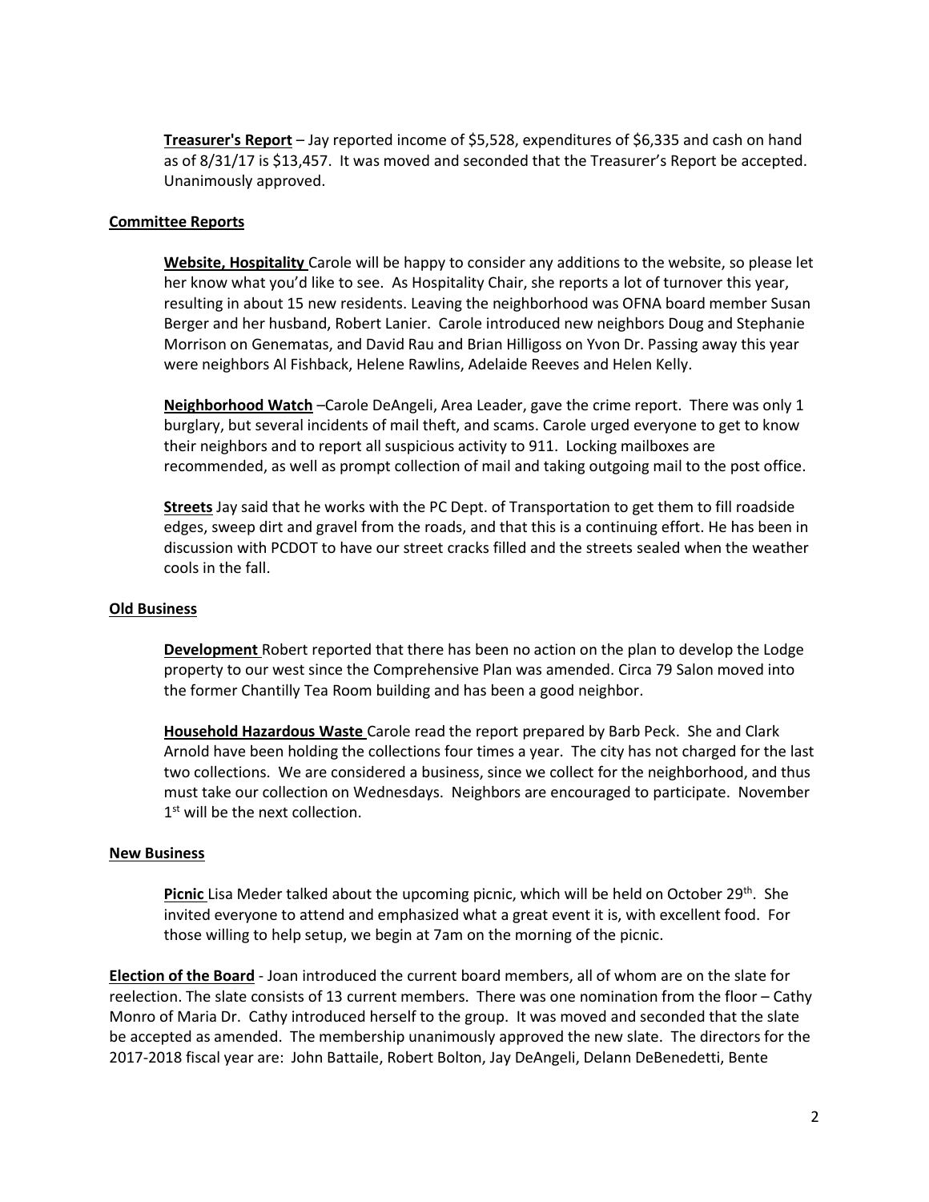**Treasurer's Report** – Jay reported income of $5,528, expenditures of $6,335 and cash on hand as of 8/31/17 is $13,457. It was moved and seconded that the Treasurer's Report be accepted. Unanimously approved.

**Committee Reports**

**Website, Hospitality** Carole will be happy to consider any additions to the website, so please let her know what you'd like to see. As Hospitality Chair, she reports a lot of turnover this year, resulting in about 15 new residents. Leaving the neighborhood was OFNA board member Susan Berger and her husband, Robert Lanier. Carole introduced new neighbors Doug and Stephanie Morrison on Genematas, and David Rau and Brian Hilligoss on Yvon Dr. Passing away this year were neighbors Al Fishback, Helene Rawlins, Adelaide Reeves and Helen Kelly.

**Neighborhood Watch** –Carole DeAngeli, Area Leader, gave the crime report. There was only 1 burglary, but several incidents of mail theft, and scams. Carole urged everyone to get to know their neighbors and to report all suspicious activity to 911. Locking mailboxes are recommended, as well as prompt collection of mail and taking outgoing mail to the post office.

**Streets** Jay said that he works with the PC Dept. of Transportation to get them to fill roadside edges, sweep dirt and gravel from the roads, and that this is a continuing effort. He has been in discussion with PCDOT to have our street cracks filled and the streets sealed when the weather cools in the fall.

**Old Business**

**Development** Robert reported that there has been no action on the plan to develop the Lodge property to our west since the Comprehensive Plan was amended. Circa 79 Salon moved into the former Chantilly Tea Room building and has been a good neighbor.

**Household Hazardous Waste** Carole read the report prepared by Barb Peck. She and Clark Arnold have been holding the collections four times a year. The city has not charged for the last two collections. We are considered a business, since we collect for the neighborhood, and thus must take our collection on Wednesdays. Neighbors are encouraged to participate. November 1st will be the next collection.

**New Business**

**Picnic** Lisa Meder talked about the upcoming picnic, which will be held on October 29th. She invited everyone to attend and emphasized what a great event it is, with excellent food. For those willing to help setup, we begin at 7am on the morning of the picnic.

**Election of the Board** - Joan introduced the current board members, all of whom are on the slate for reelection. The slate consists of 13 current members. There was one nomination from the floor – Cathy Monro of Maria Dr. Cathy introduced herself to the group. It was moved and seconded that the slate be accepted as amended. The membership unanimously approved the new slate. The directors for the 2017-2018 fiscal year are: John Battaile, Robert Bolton, Jay DeAngeli, Delann DeBenedetti, Bente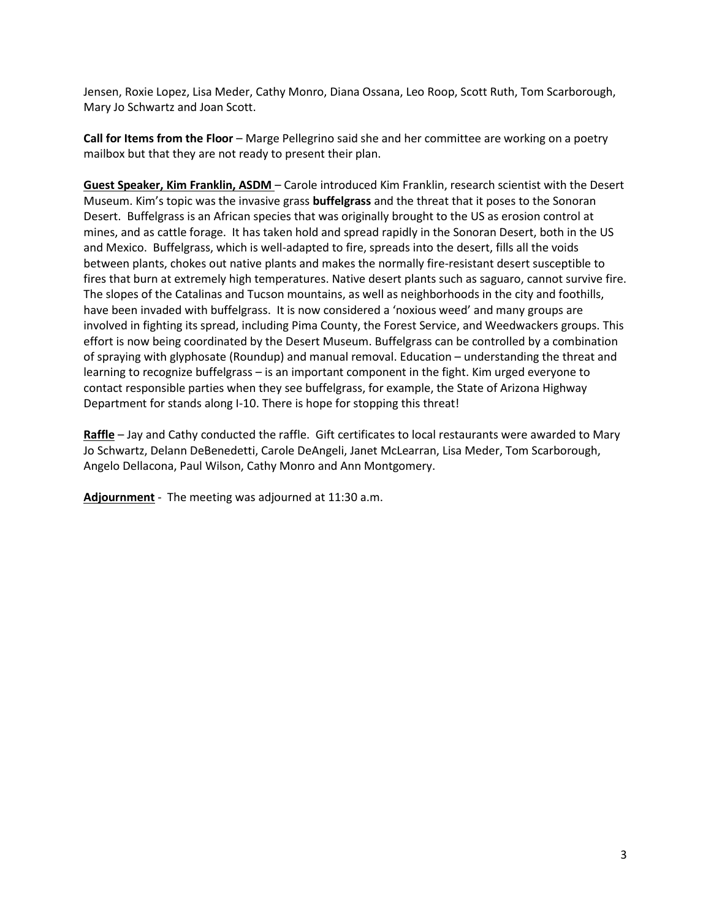Jensen, Roxie Lopez, Lisa Meder, Cathy Monro, Diana Ossana, Leo Roop, Scott Ruth, Tom Scarborough, Mary Jo Schwartz and Joan Scott.

**Call for Items from the Floor** – Marge Pellegrino said she and her committee are working on a poetry mailbox but that they are not ready to present their plan.

**Guest Speaker, Kim Franklin, ASDM** – Carole introduced Kim Franklin, research scientist with the Desert Museum. Kim's topic was the invasive grass **buffelgrass** and the threat that it poses to the Sonoran Desert. Buffelgrass is an African species that was originally brought to the US as erosion control at mines, and as cattle forage. It has taken hold and spread rapidly in the Sonoran Desert, both in the US and Mexico. Buffelgrass, which is well-adapted to fire, spreads into the desert, fills all the voids between plants, chokes out native plants and makes the normally fire-resistant desert susceptible to fires that burn at extremely high temperatures. Native desert plants such as saguaro, cannot survive fire. The slopes of the Catalinas and Tucson mountains, as well as neighborhoods in the city and foothills, have been invaded with buffelgrass. It is now considered a 'noxious weed' and many groups are involved in fighting its spread, including Pima County, the Forest Service, and Weedwackers groups. This effort is now being coordinated by the Desert Museum. Buffelgrass can be controlled by a combination of spraying with glyphosate (Roundup) and manual removal. Education – understanding the threat and learning to recognize buffelgrass – is an important component in the fight. Kim urged everyone to contact responsible parties when they see buffelgrass, for example, the State of Arizona Highway Department for stands along I-10. There is hope for stopping this threat!

**Raffle** – Jay and Cathy conducted the raffle. Gift certificates to local restaurants were awarded to Mary Jo Schwartz, Delann DeBenedetti, Carole DeAngeli, Janet McLearran, Lisa Meder, Tom Scarborough, Angelo Dellacona, Paul Wilson, Cathy Monro and Ann Montgomery.

**Adjournment** - The meeting was adjourned at 11:30 a.m.